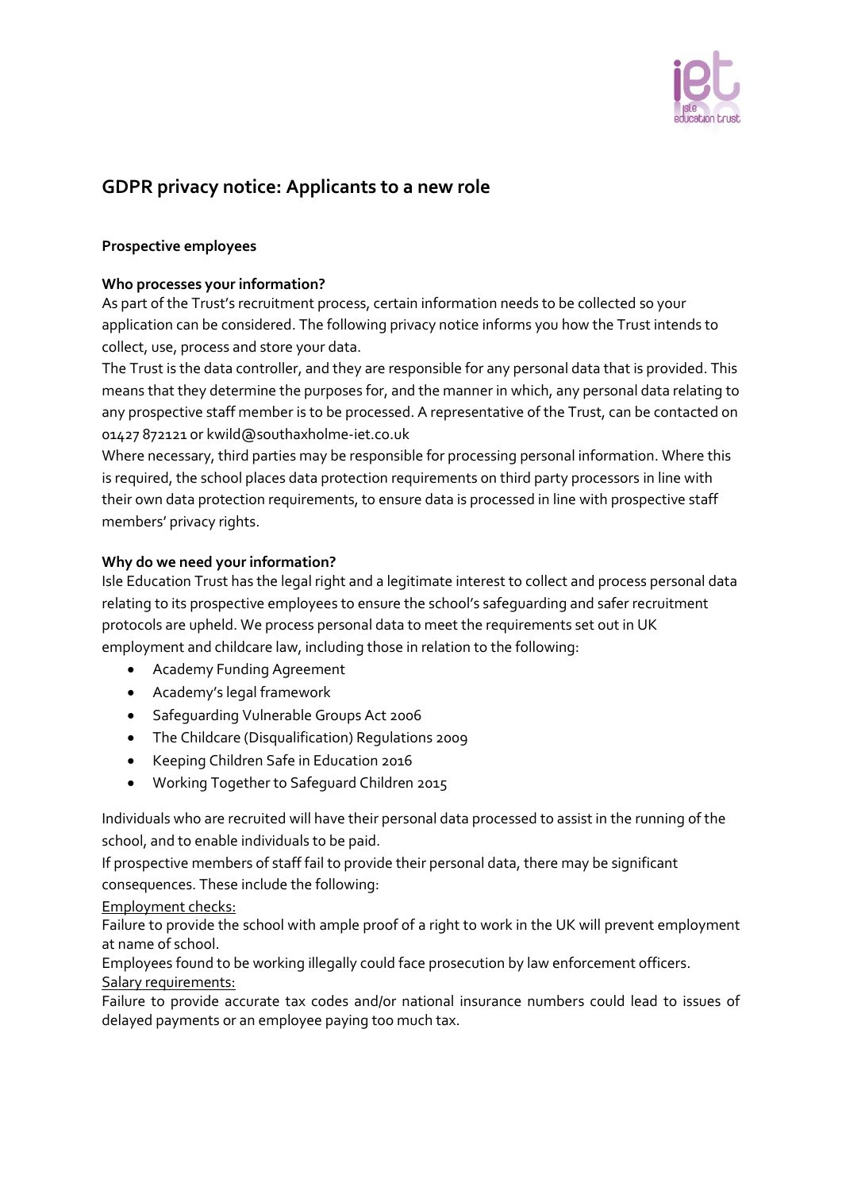# GDPR privacy notice: Applicants to a new role

**Prospective employees**

**Who processes your information?**

As part of the Trust's recruitment process, certain information needs to be collected so your application can be considered. The following privacy notice informs you how the Trust intends to collect, use, process and store your data.

The Trust is the data controller, and they are responsible for any personal data that is provided. This means that they determine the purposes for, and the manner in which, any personal data relating to any prospective staff member is to be processed. A representative of the Trust, can be contacted on 01427 872121 or kwild@southaxholme-iet.co.uk

Where necessary, third parties may be responsible for processing personal information. Where this is required, the school places data protection requirements on third party processors in line with their own data protection requirements, to ensure data is processed in line with prospective staff members' privacy rights.

**Why do we need your information?**

Isle Education Trust has the legal right and a legitimate interest to collect and process personal data relating to its prospective employees to ensure the school's safeguarding and safer recruitment protocols are upheld. We process personal data to meet the requirements set out in UK employment and childcare law, including those in relation to the following:

- Academy Funding Agreement
- Academy's legal framework
- Safeguarding Vulnerable Groups Act 2006
- The Childcare (Disqualification) Regulations 2009
- Keeping Children Safe in Education 2016
- Working Together to Safeguard Children 2015

Individuals who are recruited will have their personal data processed to assist in the running of the school, and to enable individuals to be paid.

If prospective members of staff fail to provide their personal data, there may be significant consequences. These include the following:

<u>Employment checks:</u>

Failure to provide the school with ample proof of a right to work in the UK will prevent employment at name of school.

Employees found to be working illegally could face prosecution by law enforcement officers.

<u>Salary requirements:</u>

Failure to provide accurate tax codes and/or national insurance numbers could lead to issues of delayed payments or an employee paying too much tax.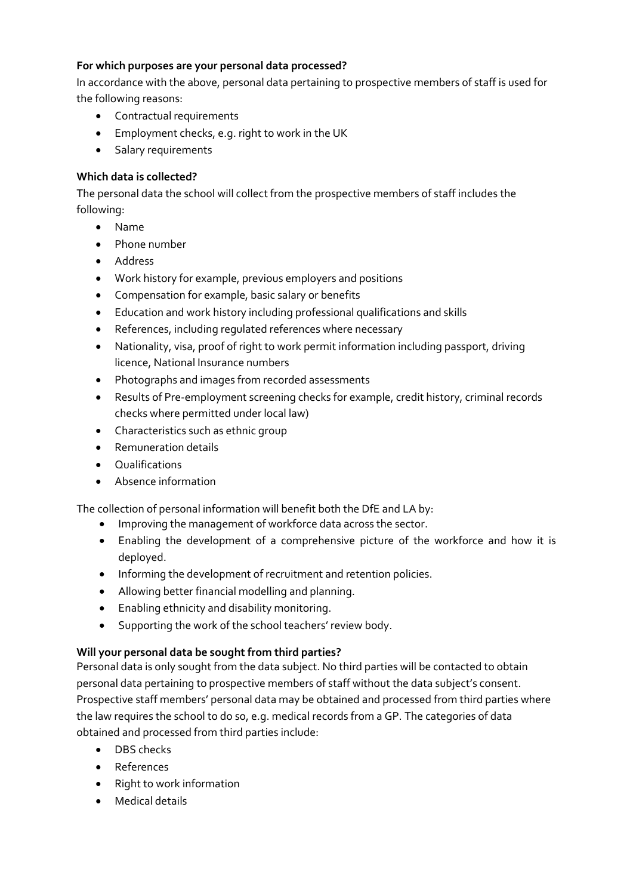**For which purposes are your personal data processed?**

In accordance with the above, personal data pertaining to prospective members of staff is used for the following reasons:

- Contractual requirements
- Employment checks, e.g. right to work in the UK
- Salary requirements

**Which data is collected?**

The personal data the school will collect from the prospective members of staff includes the following:

- Name
- Phone number
- Address
- Work history for example, previous employers and positions
- Compensation for example, basic salary or benefits
- Education and work history including professional qualifications and skills
- References, including regulated references where necessary
- Nationality, visa, proof of right to work permit information including passport, driving licence, National Insurance numbers
- Photographs and images from recorded assessments
- Results of Pre-employment screening checks for example, credit history, criminal records checks where permitted under local law)
- Characteristics such as ethnic group
- Remuneration details
- Qualifications
- Absence information

The collection of personal information will benefit both the DfE and LA by:

- Improving the management of workforce data across the sector.
- Enabling the development of a comprehensive picture of the workforce and how it is deployed.
- Informing the development of recruitment and retention policies.
- Allowing better financial modelling and planning.
- Enabling ethnicity and disability monitoring.
- Supporting the work of the school teachers' review body.

**Will your personal data be sought from third parties?**

Personal data is only sought from the data subject. No third parties will be contacted to obtain personal data pertaining to prospective members of staff without the data subject's consent. Prospective staff members' personal data may be obtained and processed from third parties where the law requires the school to do so, e.g. medical records from a GP. The categories of data obtained and processed from third parties include:

- DBS checks
- References
- Right to work information
- Medical details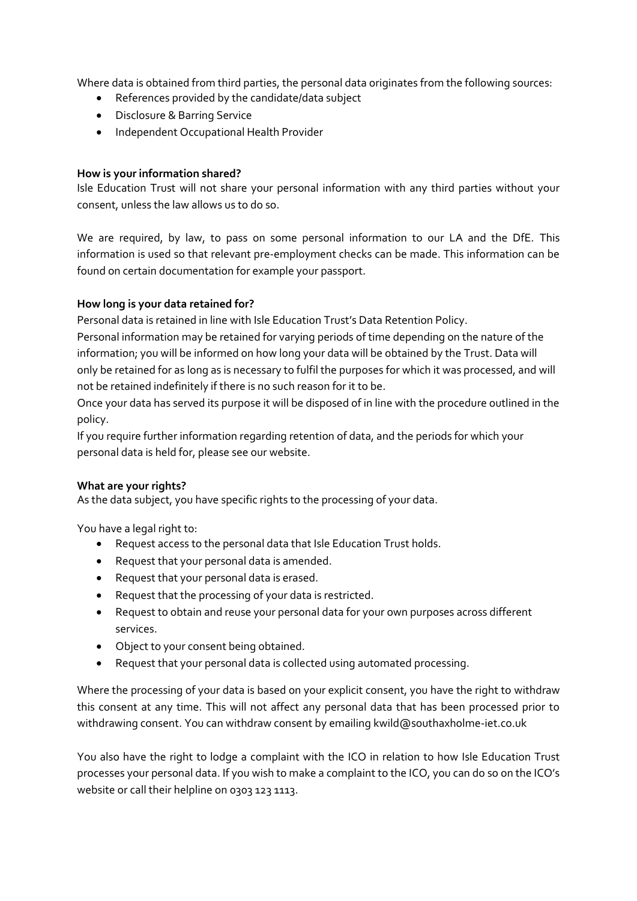Where data is obtained from third parties, the personal data originates from the following sources:

- References provided by the candidate/data subject
- Disclosure & Barring Service
- Independent Occupational Health Provider

**How is your information shared?**

Isle Education Trust will not share your personal information with any third parties without your consent, unless the law allows us to do so.

We are required, by law, to pass on some personal information to our LA and the DfE. This information is used so that relevant pre-employment checks can be made. This information can be found on certain documentation for example your passport.

**How long is your data retained for?**

Personal data is retained in line with Isle Education Trust's Data Retention Policy.

Personal information may be retained for varying periods of time depending on the nature of the information; you will be informed on how long your data will be obtained by the Trust. Data will only be retained for as long as is necessary to fulfil the purposes for which it was processed, and will not be retained indefinitely if there is no such reason for it to be.

Once your data has served its purpose it will be disposed of in line with the procedure outlined in the policy.

If you require further information regarding retention of data, and the periods for which your personal data is held for, please see our website.

**What are your rights?**

As the data subject, you have specific rights to the processing of your data.

You have a legal right to:

- Request access to the personal data that Isle Education Trust holds.
- Request that your personal data is amended.
- Request that your personal data is erased.
- Request that the processing of your data is restricted.
- Request to obtain and reuse your personal data for your own purposes across different services.
- Object to your consent being obtained.
- Request that your personal data is collected using automated processing.

Where the processing of your data is based on your explicit consent, you have the right to withdraw this consent at any time. This will not affect any personal data that has been processed prior to withdrawing consent. You can withdraw consent by emailing kwild@southaxholme-iet.co.uk

You also have the right to lodge a complaint with the ICO in relation to how Isle Education Trust processes your personal data. If you wish to make a complaint to the ICO, you can do so on the ICO's website or call their helpline on 0303 123 1113.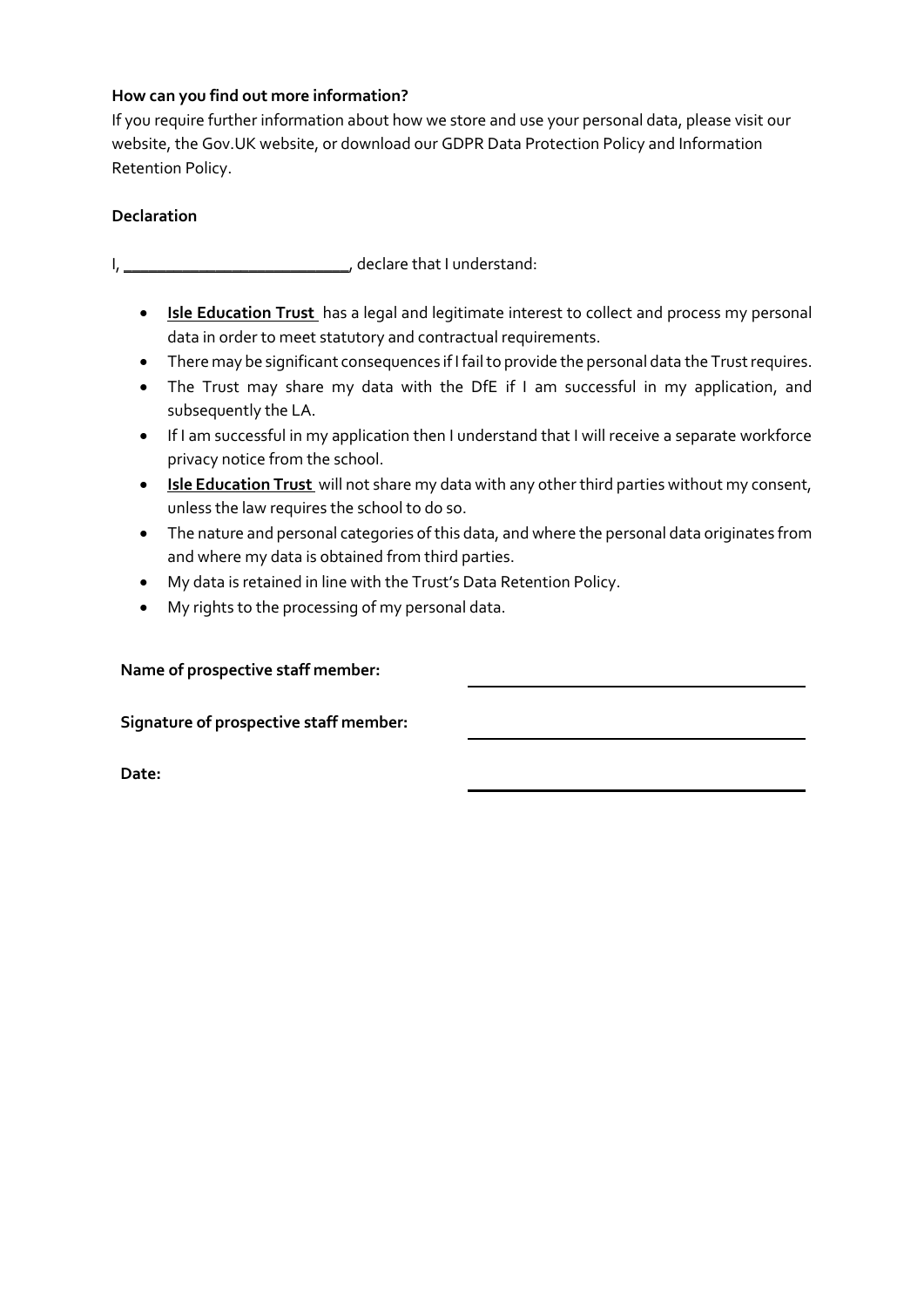**How can you find out more information?**

If you require further information about how we store and use your personal data, please visit our website, the Gov.UK website, or download our GDPR Data Protection Policy and Information Retention Policy.

**Declaration**

I, ___________________________, declare that I understand:

- **Isle Education Trust** has a legal and legitimate interest to collect and process my personal data in order to meet statutory and contractual requirements.
- There may be significant consequences if I fail to provide the personal data the Trust requires.
- The Trust may share my data with the DfE if I am successful in my application, and subsequently the LA.
- If I am successful in my application then I understand that I will receive a separate workforce privacy notice from the school.
- **Isle Education Trust** will not share my data with any other third parties without my consent, unless the law requires the school to do so.
- The nature and personal categories of this data, and where the personal data originates from and where my data is obtained from third parties.
- My data is retained in line with the Trust's Data Retention Policy.
- My rights to the processing of my personal data.

**Name of prospective staff member:** ___________________________

**Signature of prospective staff member:** ___________________________

**Date:** ___________________________